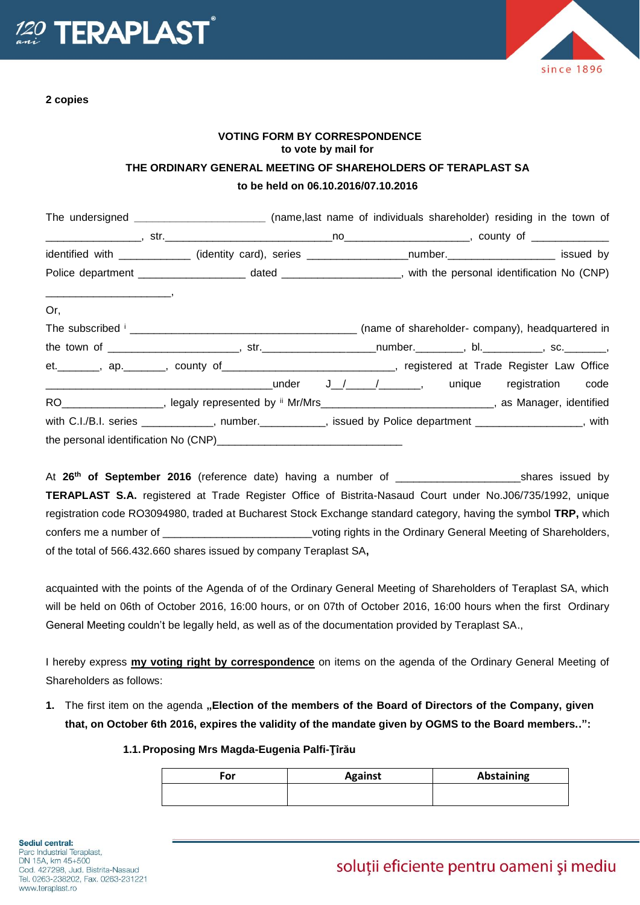**2 copies**

**VOTING FORM BY CORRESPONDENCE**
**to vote by mail for**
**THE ORDINARY GENERAL MEETING OF SHAREHOLDERS OF TERAPLAST SA**
**to be held on 06.10.2016/07.10.2016**

The undersigned ______________________ (name,last name of individuals shareholder) residing in the town of _______________, str.____________________________no____________________, county of _____________ identified with ____________ (identity card), series ________________number.__________________ issued by Police department __________________ dated ____________________, with the personal identification No (CNP) _____________________,

Or,

The subscribed [i] ______________________________________ (name of shareholder- company), headquartered in the town of ______________________, str.___________________number.________, bl.__________, sc._______, et._______, ap._______, county of_____________________________, registered at Trade Register Law Office ______________________________________under J__/_____/_______, unique registration code RO_________________, legaly represented by [ii] Mr/Mrs_____________________________, as Manager, identified with C.I./B.I. series ____________, number.___________, issued by Police department __________________, with the personal identification No (CNP)_______________________________

At **26th of September 2016** (reference date) having a number of ____________________shares issued by **TERAPLAST S.A.** registered at Trade Register Office of Bistrita-Nasaud Court under No.J06/735/1992, unique registration code RO3094980, traded at Bucharest Stock Exchange standard category, having the symbol **TRP,** which confers me a number of _________________________voting rights in the Ordinary General Meeting of Shareholders, of the total of 566.432.660 shares issued by company Teraplast SA**,**

acquainted with the points of the Agenda of of the Ordinary General Meeting of Shareholders of Teraplast SA, which will be held on 06th of October 2016, 16:00 hours, or on 07th of October 2016, 16:00 hours when the first Ordinary General Meeting couldn't be legally held, as well as of the documentation provided by Teraplast SA.,

I hereby express **my voting right by correspondence** on items on the agenda of the Ordinary General Meeting of Shareholders as follows:

1. The first item on the agenda **„Election of the members of the Board of Directors of the Company, given that, on October 6th 2016, expires the validity of the mandate given by OGMS to the Board members..":**

**1.1. Proposing Mrs Magda-Eugenia Palfi-Ţîrău**

| For | Against | Abstaining |
|---|---|---|
| | | |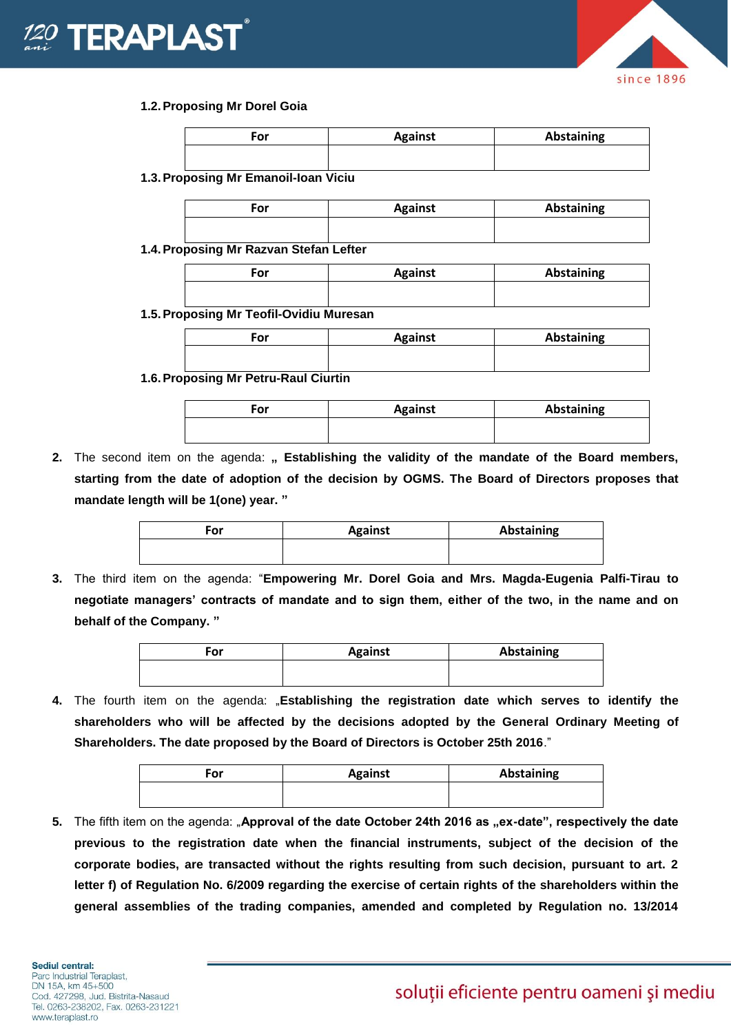**1.2. Proposing Mr Dorel Goia**

| For | Against | Abstaining |
|---|---|---|
| | | |

**1.3. Proposing Mr Emanoil-Ioan Viciu**

| For | Against | Abstaining |
|---|---|---|
| | | |

**1.4. Proposing Mr Razvan Stefan Lefter**

| For | Against | Abstaining |
|---|---|---|
| | | |

**1.5. Proposing Mr Teofil-Ovidiu Muresan**

| For | Against | Abstaining |
|---|---|---|
| | | |

**1.6. Proposing Mr Petru-Raul Ciurtin**

| For | Against | Abstaining |
|---|---|---|
| | | |

2. The second item on the agenda: **„ Establishing the validity of the mandate of the Board members, starting from the date of adoption of the decision by OGMS. The Board of Directors proposes that mandate length will be 1(one) year. ”**

| For | Against | Abstaining |
|---|---|---|
| | | |

3. The third item on the agenda: "**Empowering Mr. Dorel Goia and Mrs. Magda-Eugenia Palfi-Tirau to negotiate managers' contracts of mandate and to sign them, either of the two, in the name and on behalf of the Company. ”**

| For | Against | Abstaining |
|---|---|---|
| | | |

4. The fourth item on the agenda: „**Establishing the registration date which serves to identify the shareholders who will be affected by the decisions adopted by the General Ordinary Meeting of Shareholders. The date proposed by the Board of Directors is October 25th 2016**."

| For | Against | Abstaining |
|---|---|---|
| | | |

5. The fifth item on the agenda: „**Approval of the date October 24th 2016 as „ex-date", respectively the date previous to the registration date when the financial instruments, subject of the decision of the corporate bodies, are transacted without the rights resulting from such decision, pursuant to art. 2 letter f) of Regulation No. 6/2009 regarding the exercise of certain rights of the shareholders within the general assemblies of the trading companies, amended and completed by Regulation no. 13/2014**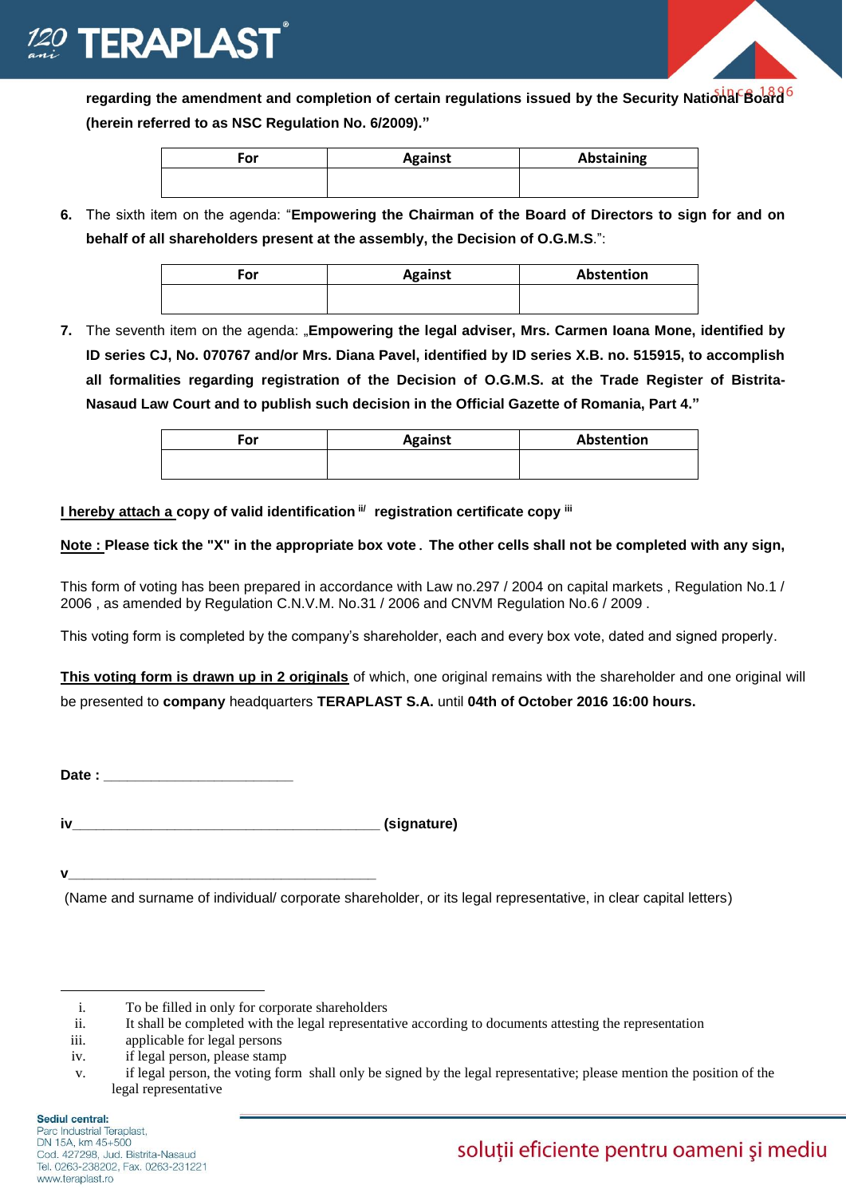**regarding the amendment and completion of certain regulations issued by the Security National Board (herein referred to as NSC Regulation No. 6/2009).”**

| For | Against | Abstaining |
|---|---|---|
| | | |

6. The sixth item on the agenda: “**Empowering the Chairman of the Board of Directors to sign for and on behalf of all shareholders present at the assembly, the Decision of O.G.M.S**.”:

| For | Against | Abstention |
|---|---|---|
| | | |

7. The seventh item on the agenda: „**Empowering the legal adviser, Mrs. Carmen Ioana Mone, identified by ID series CJ, No. 070767 and/or Mrs. Diana Pavel, identified by ID series X.B. no. 515915, to accomplish all formalities regarding registration of the Decision of O.G.M.S. at the Trade Register of Bistrita-Nasaud Law Court and to publish such decision in the Official Gazette of Romania, Part 4.”**

| For | Against | Abstention |
|---|---|---|
| | | |

**I hereby attach a copy of valid identification [ii/] registration certificate copy [iii]**

**Note : Please tick the "X" in the appropriate box vote . The other cells shall not be completed with any sign,**

This form of voting has been prepared in accordance with Law no.297 / 2004 on capital markets , Regulation No.1 / 2006 , as amended by Regulation C.N.V.M. No.31 / 2006 and CNVM Regulation No.6 / 2009 .

This voting form is completed by the company’s shareholder, each and every box vote, dated and signed properly.

**This voting form is drawn up in 2 originals** of which, one original remains with the shareholder and one original will be presented to **company** headquarters **TERAPLAST S.A.** until **04th of October 2016 16:00 hours.**

**Date :** _________________________

**iv**_________________________________________ **(signature)**

**v**_________________________________________

(Name and surname of individual/ corporate shareholder, or its legal representative, in clear capital letters)

---

i. To be filled in only for corporate shareholders
ii. It shall be completed with the legal representative according to documents attesting the representation
iii. applicable for legal persons
iv. if legal person, please stamp
v. if legal person, the voting form shall only be signed by the legal representative; please mention the position of the legal representative